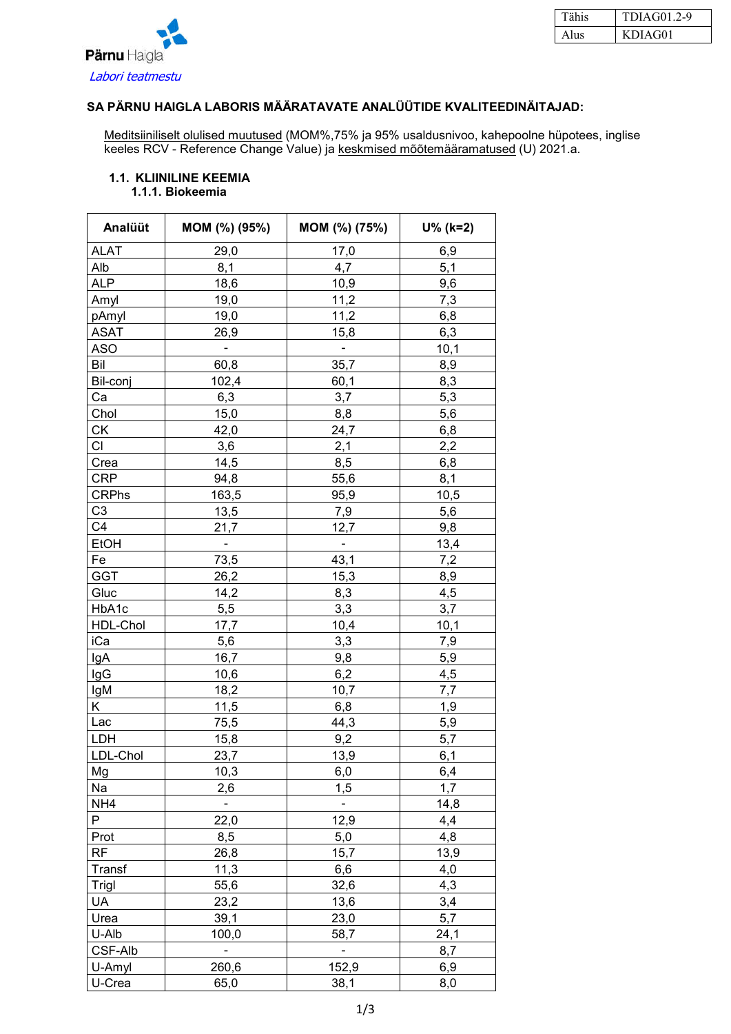| Tähis | TDIAG01.2-9 |
|---|---|
| Alus | KDIAG01 |

Pärnu Haigla

*Labori teatmestu*

## SA PÄRNU HAIGLA LABORIS MÄÄRATAVATE ANALÜÜTIDE KVALITEEDINÄITAJAD:

Meditsiiniliselt olulised muutused (MOM%,75% ja 95% usaldusnivoo, kahepoolne hüpotees, inglise keeles RCV - Reference Change Value) ja keskmised mõõtemääramatused (U) 2021.a.

### 1.1. KLIINILINE KEEMIA

#### 1.1.1. Biokeemia

| Analüüt | MOM (%) (95%) | MOM (%) (75%) | U% (k=2) |
|---|---|---|---|
| ALAT | 29,0 | 17,0 | 6,9 |
| Alb | 8,1 | 4,7 | 5,1 |
| ALP | 18,6 | 10,9 | 9,6 |
| Amyl | 19,0 | 11,2 | 7,3 |
| pAmyl | 19,0 | 11,2 | 6,8 |
| ASAT | 26,9 | 15,8 | 6,3 |
| ASO | - | - | 10,1 |
| Bil | 60,8 | 35,7 | 8,9 |
| Bil-conj | 102,4 | 60,1 | 8,3 |
| Ca | 6,3 | 3,7 | 5,3 |
| Chol | 15,0 | 8,8 | 5,6 |
| CK | 42,0 | 24,7 | 6,8 |
| Cl | 3,6 | 2,1 | 2,2 |
| Crea | 14,5 | 8,5 | 6,8 |
| CRP | 94,8 | 55,6 | 8,1 |
| CRPhs | 163,5 | 95,9 | 10,5 |
| C3 | 13,5 | 7,9 | 5,6 |
| C4 | 21,7 | 12,7 | 9,8 |
| EtOH | - | - | 13,4 |
| Fe | 73,5 | 43,1 | 7,2 |
| GGT | 26,2 | 15,3 | 8,9 |
| Gluc | 14,2 | 8,3 | 4,5 |
| HbA1c | 5,5 | 3,3 | 3,7 |
| HDL-Chol | 17,7 | 10,4 | 10,1 |
| iCa | 5,6 | 3,3 | 7,9 |
| IgA | 16,7 | 9,8 | 5,9 |
| IgG | 10,6 | 6,2 | 4,5 |
| IgM | 18,2 | 10,7 | 7,7 |
| K | 11,5 | 6,8 | 1,9 |
| Lac | 75,5 | 44,3 | 5,9 |
| LDH | 15,8 | 9,2 | 5,7 |
| LDL-Chol | 23,7 | 13,9 | 6,1 |
| Mg | 10,3 | 6,0 | 6,4 |
| Na | 2,6 | 1,5 | 1,7 |
| NH4 | - | - | 14,8 |
| P | 22,0 | 12,9 | 4,4 |
| Prot | 8,5 | 5,0 | 4,8 |
| RF | 26,8 | 15,7 | 13,9 |
| Transf | 11,3 | 6,6 | 4,0 |
| Trigl | 55,6 | 32,6 | 4,3 |
| UA | 23,2 | 13,6 | 3,4 |
| Urea | 39,1 | 23,0 | 5,7 |
| U-Alb | 100,0 | 58,7 | 24,1 |
| CSF-Alb | - | - | 8,7 |
| U-Amyl | 260,6 | 152,9 | 6,9 |
| U-Crea | 65,0 | 38,1 | 8,0 |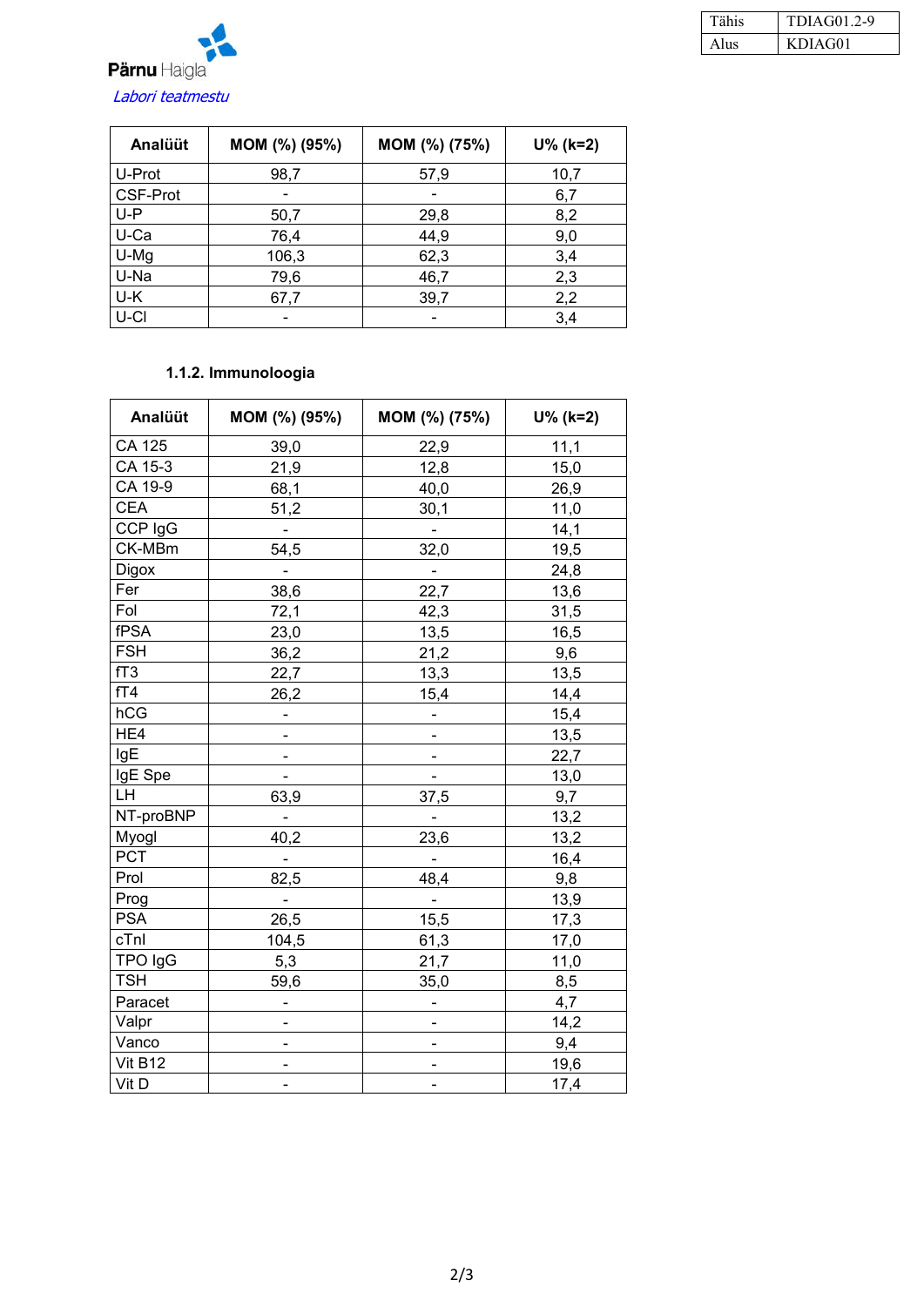| Analüüt | MOM (%) (95%) | MOM (%) (75%) | U% (k=2) |
|---|---|---|---|
| U-Prot | 98,7 | 57,9 | 10,7 |
| CSF-Prot | - | - | 6,7 |
| U-P | 50,7 | 29,8 | 8,2 |
| U-Ca | 76,4 | 44,9 | 9,0 |
| U-Mg | 106,3 | 62,3 | 3,4 |
| U-Na | 79,6 | 46,7 | 2,3 |
| U-K | 67,7 | 39,7 | 2,2 |
| U-Cl | - | - | 3,4 |

### 1.1.2. Immunoloogia

| Analüüt | MOM (%) (95%) | MOM (%) (75%) | U% (k=2) |
|---|---|---|---|
| CA 125 | 39,0 | 22,9 | 11,1 |
| CA 15-3 | 21,9 | 12,8 | 15,0 |
| CA 19-9 | 68,1 | 40,0 | 26,9 |
| CEA | 51,2 | 30,1 | 11,0 |
| CCP IgG | - | - | 14,1 |
| CK-MBm | 54,5 | 32,0 | 19,5 |
| Digox | - | - | 24,8 |
| Fer | 38,6 | 22,7 | 13,6 |
| Fol | 72,1 | 42,3 | 31,5 |
| fPSA | 23,0 | 13,5 | 16,5 |
| FSH | 36,2 | 21,2 | 9,6 |
| fT3 | 22,7 | 13,3 | 13,5 |
| fT4 | 26,2 | 15,4 | 14,4 |
| hCG | - | - | 15,4 |
| HE4 | - | - | 13,5 |
| IgE | - | - | 22,7 |
| IgE Spe | - | - | 13,0 |
| LH | 63,9 | 37,5 | 9,7 |
| NT-proBNP | - | - | 13,2 |
| Myogl | 40,2 | 23,6 | 13,2 |
| PCT | - | - | 16,4 |
| Prol | 82,5 | 48,4 | 9,8 |
| Prog | - | - | 13,9 |
| PSA | 26,5 | 15,5 | 17,3 |
| cTnI | 104,5 | 61,3 | 17,0 |
| TPO IgG | 5,3 | 21,7 | 11,0 |
| TSH | 59,6 | 35,0 | 8,5 |
| Paracet | - | - | 4,7 |
| Valpr | - | - | 14,2 |
| Vanco | - | - | 9,4 |
| Vit B12 | - | - | 19,6 |
| Vit D | - | - | 17,4 |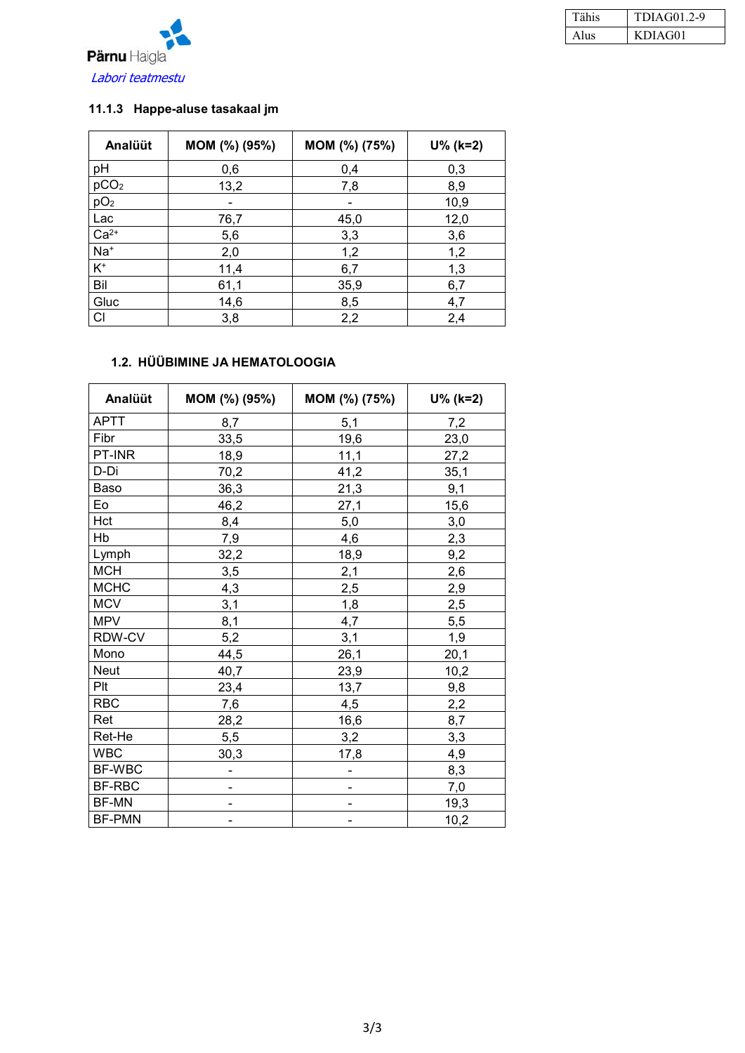### 11.1.3 Happe-aluse tasakaal jm

| Analüüt | MOM (%) (95%) | MOM (%) (75%) | U% (k=2) |
|---|---|---|---|
| pH | 0,6 | 0,4 | 0,3 |
| $pCO_2$ | 13,2 | 7,8 | 8,9 |
| $pO_2$ | - | - | 10,9 |
| Lac | 76,7 | 45,0 | 12,0 |
| $Ca^{2+}$ | 5,6 | 3,3 | 3,6 |
| $Na^{+}$ | 2,0 | 1,2 | 1,2 |
| $K^{+}$ | 11,4 | 6,7 | 1,3 |
| Bil | 61,1 | 35,9 | 6,7 |
| Gluc | 14,6 | 8,5 | 4,7 |
| Cl | 3,8 | 2,2 | 2,4 |

## 1.2. HÜÜBIMINE JA HEMATOLOOGIA

| Analüüt | MOM (%) (95%) | MOM (%) (75%) | U% (k=2) |
|---|---|---|---|
| APTT | 8,7 | 5,1 | 7,2 |
| Fibr | 33,5 | 19,6 | 23,0 |
| PT-INR | 18,9 | 11,1 | 27,2 |
| D-Di | 70,2 | 41,2 | 35,1 |
| Baso | 36,3 | 21,3 | 9,1 |
| Eo | 46,2 | 27,1 | 15,6 |
| Hct | 8,4 | 5,0 | 3,0 |
| Hb | 7,9 | 4,6 | 2,3 |
| Lymph | 32,2 | 18,9 | 9,2 |
| MCH | 3,5 | 2,1 | 2,6 |
| MCHC | 4,3 | 2,5 | 2,9 |
| MCV | 3,1 | 1,8 | 2,5 |
| MPV | 8,1 | 4,7 | 5,5 |
| RDW-CV | 5,2 | 3,1 | 1,9 |
| Mono | 44,5 | 26,1 | 20,1 |
| Neut | 40,7 | 23,9 | 10,2 |
| Plt | 23,4 | 13,7 | 9,8 |
| RBC | 7,6 | 4,5 | 2,2 |
| Ret | 28,2 | 16,6 | 8,7 |
| Ret-He | 5,5 | 3,2 | 3,3 |
| WBC | 30,3 | 17,8 | 4,9 |
| BF-WBC | - | - | 8,3 |
| BF-RBC | - | - | 7,0 |
| BF-MN | - | - | 19,3 |
| BF-PMN | - | - | 10,2 |